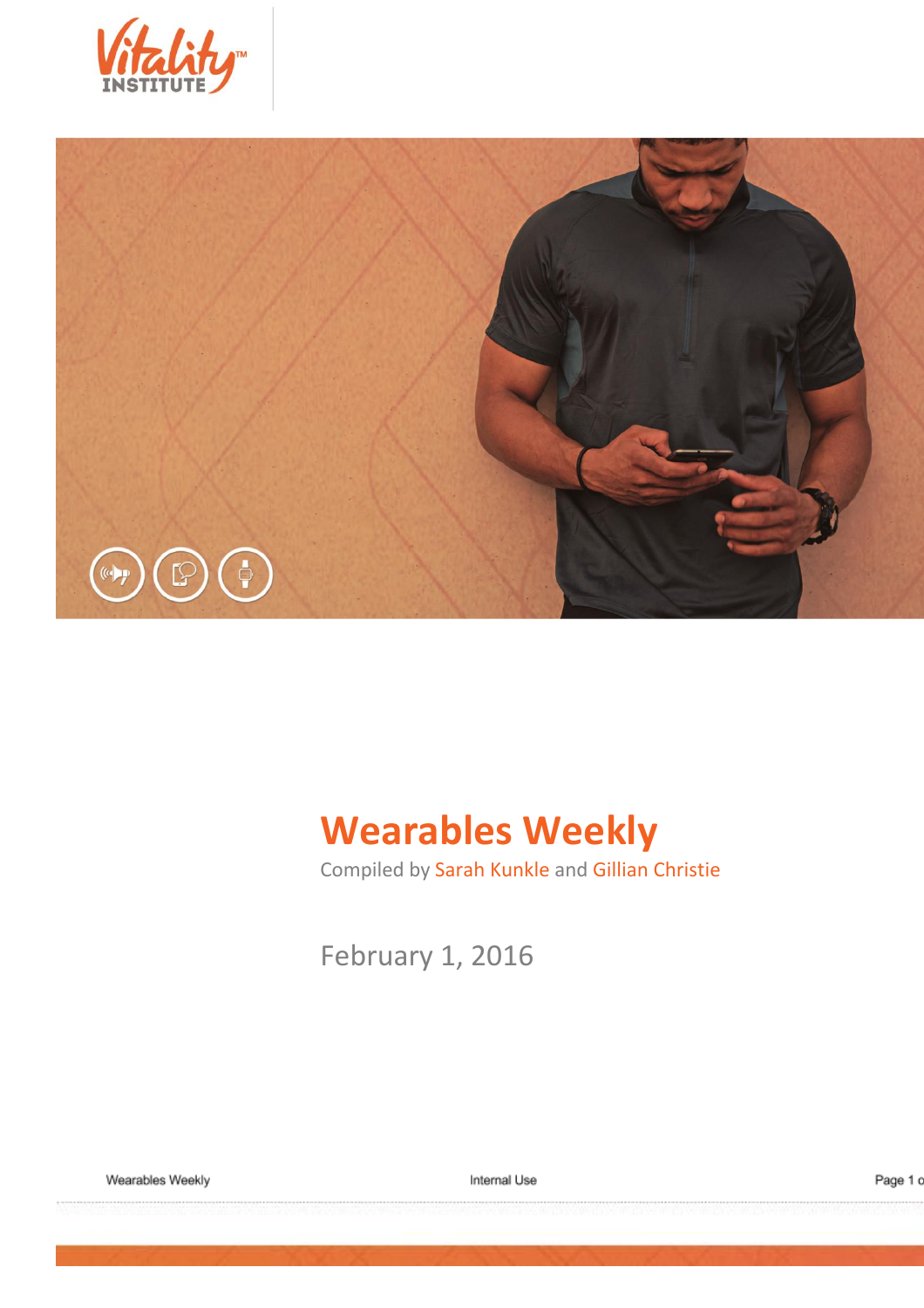Vitality™ INSTITUTE

# Wearables Weekly

Compiled by Sarah Kunkle and Gillian Christie

February 1, 2016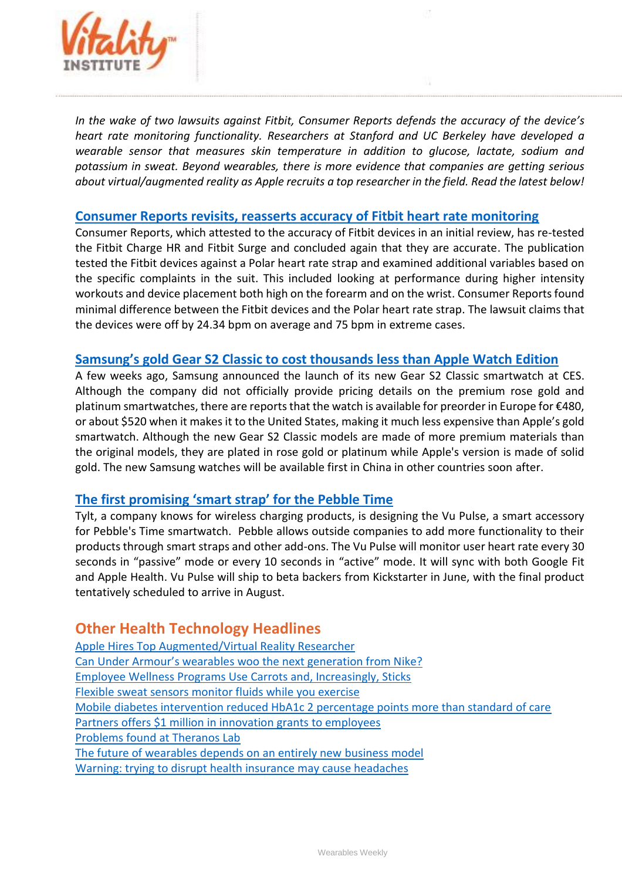*In the wake of two lawsuits against Fitbit, Consumer Reports defends the accuracy of the device's heart rate monitoring functionality. Researchers at Stanford and UC Berkeley have developed a wearable sensor that measures skin temperature in addition to glucose, lactate, sodium and potassium in sweat. Beyond wearables, there is more evidence that companies are getting serious about virtual/augmented reality as Apple recruits a top researcher in the field. Read the latest below!*

### Consumer Reports revisits, reasserts accuracy of Fitbit heart rate monitoring

Consumer Reports, which attested to the accuracy of Fitbit devices in an initial review, has re-tested the Fitbit Charge HR and Fitbit Surge and concluded again that they are accurate. The publication tested the Fitbit devices against a Polar heart rate strap and examined additional variables based on the specific complaints in the suit. This included looking at performance during higher intensity workouts and device placement both high on the forearm and on the wrist. Consumer Reports found minimal difference between the Fitbit devices and the Polar heart rate strap. The lawsuit claims that the devices were off by 24.34 bpm on average and 75 bpm in extreme cases.

### Samsung's gold Gear S2 Classic to cost thousands less than Apple Watch Edition

A few weeks ago, Samsung announced the launch of its new Gear S2 Classic smartwatch at CES. Although the company did not officially provide pricing details on the premium rose gold and platinum smartwatches, there are reports that the watch is available for preorder in Europe for €480, or about $520 when it makes it to the United States, making it much less expensive than Apple's gold smartwatch. Although the new Gear S2 Classic models are made of more premium materials than the original models, they are plated in rose gold or platinum while Apple's version is made of solid gold. The new Samsung watches will be available first in China in other countries soon after.

### The first promising 'smart strap' for the Pebble Time

Tylt, a company knows for wireless charging products, is designing the Vu Pulse, a smart accessory for Pebble's Time smartwatch. Pebble allows outside companies to add more functionality to their products through smart straps and other add-ons. The Vu Pulse will monitor user heart rate every 30 seconds in "passive" mode or every 10 seconds in "active" mode. It will sync with both Google Fit and Apple Health. Vu Pulse will ship to beta backers from Kickstarter in June, with the final product tentatively scheduled to arrive in August.

## Other Health Technology Headlines

Apple Hires Top Augmented/Virtual Reality Researcher
Can Under Armour's wearables woo the next generation from Nike?
Employee Wellness Programs Use Carrots and, Increasingly, Sticks
Flexible sweat sensors monitor fluids while you exercise
Mobile diabetes intervention reduced HbA1c 2 percentage points more than standard of care
Partners offers $1 million in innovation grants to employees
Problems found at Theranos Lab
The future of wearables depends on an entirely new business model
Warning: trying to disrupt health insurance may cause headaches